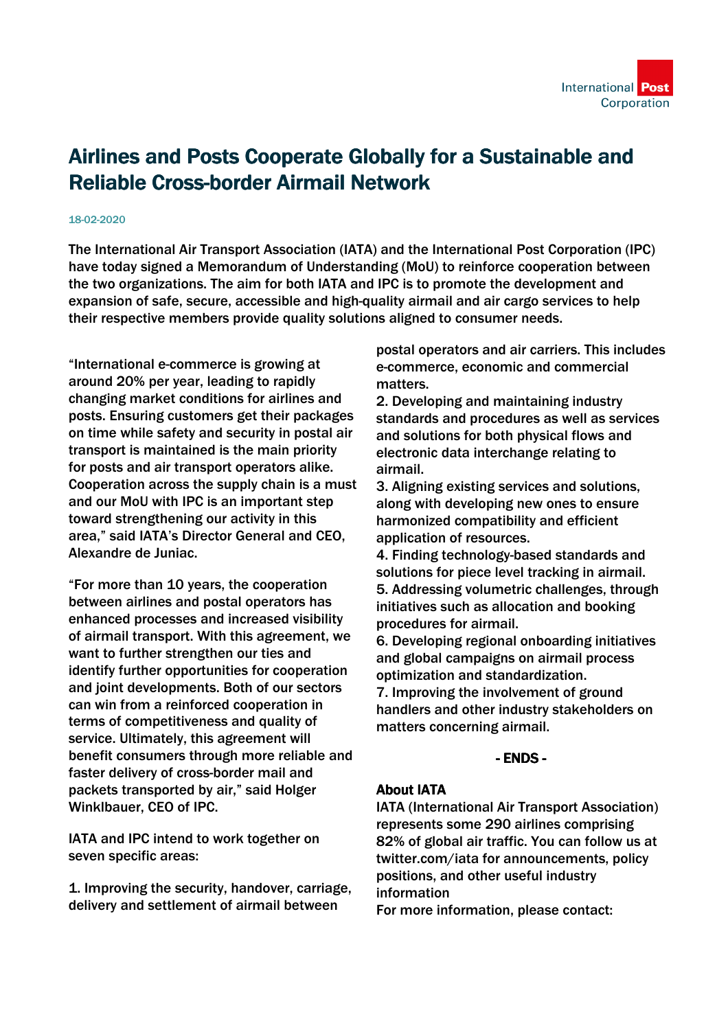# Airlines and Posts Cooperate Globally for a Sustainable and Reliable Cross-border Airmail Network

18-02-2020

The International Air Transport Association (IATA) and the International Post Corporation (IPC) have today signed a Memorandum of Understanding (MoU) to reinforce cooperation between the two organizations. The aim for both IATA and IPC is to promote the development and expansion of safe, secure, accessible and high-quality airmail and air cargo services to help their respective members provide quality solutions aligned to consumer needs.

"International e-commerce is growing at around 20% per year, leading to rapidly changing market conditions for airlines and posts. Ensuring customers get their packages on time while safety and security in postal air transport is maintained is the main priority for posts and air transport operators alike. Cooperation across the supply chain is a must and our MoU with IPC is an important step toward strengthening our activity in this area," said IATA's Director General and CEO, Alexandre de Juniac.

"For more than 10 years, the cooperation between airlines and postal operators has enhanced processes and increased visibility of airmail transport. With this agreement, we want to further strengthen our ties and identify further opportunities for cooperation and joint developments. Both of our sectors can win from a reinforced cooperation in terms of competitiveness and quality of service. Ultimately, this agreement will benefit consumers through more reliable and faster delivery of cross-border mail and packets transported by air," said Holger Winklbauer, CEO of IPC.

IATA and IPC intend to work together on seven specific areas:

1. Improving the security, handover, carriage, delivery and settlement of airmail between postal operators and air carriers. This includes e-commerce, economic and commercial matters.
2. Developing and maintaining industry standards and procedures as well as services and solutions for both physical flows and electronic data interchange relating to airmail.
3. Aligning existing services and solutions, along with developing new ones to ensure harmonized compatibility and efficient application of resources.
4. Finding technology-based standards and solutions for piece level tracking in airmail.
5. Addressing volumetric challenges, through initiatives such as allocation and booking procedures for airmail.
6. Developing regional onboarding initiatives and global campaigns on airmail process optimization and standardization.
7. Improving the involvement of ground handlers and other industry stakeholders on matters concerning airmail.

**- ENDS -**

**About IATA**

IATA (International Air Transport Association) represents some 290 airlines comprising 82% of global air traffic. You can follow us at twitter.com/iata for announcements, policy positions, and other useful industry information

For more information, please contact: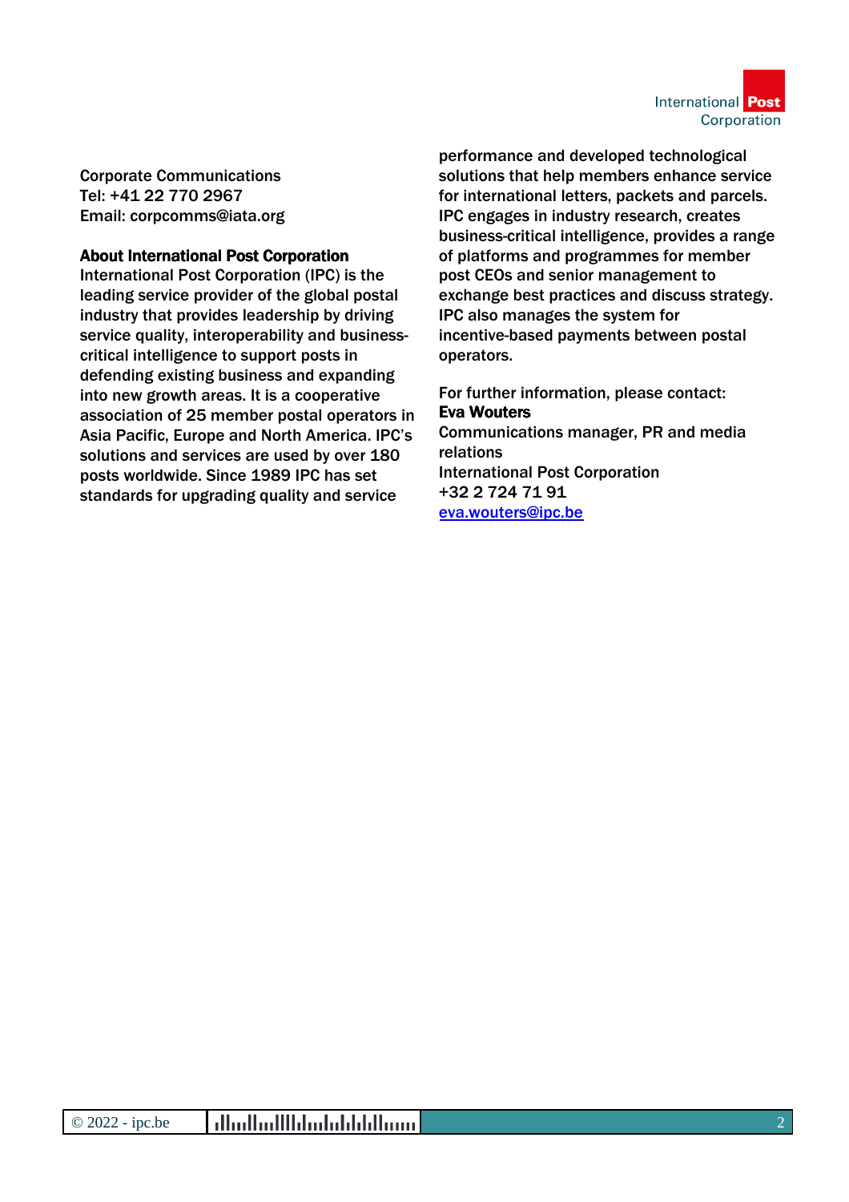Corporate Communications
Tel: +41 22 770 2967
Email: corpcomms@iata.org

**About International Post Corporation**
International Post Corporation (IPC) is the leading service provider of the global postal industry that provides leadership by driving service quality, interoperability and business-critical intelligence to support posts in defending existing business and expanding into new growth areas. It is a cooperative association of 25 member postal operators in Asia Pacific, Europe and North America. IPC's solutions and services are used by over 180 posts worldwide. Since 1989 IPC has set standards for upgrading quality and service performance and developed technological solutions that help members enhance service for international letters, packets and parcels. IPC engages in industry research, creates business-critical intelligence, provides a range of platforms and programmes for member post CEOs and senior management to exchange best practices and discuss strategy. IPC also manages the system for incentive-based payments between postal operators.

For further information, please contact:
**Eva Wouters**
Communications manager, PR and media relations
International Post Corporation
+32 2 724 71 91
eva.wouters@ipc.be